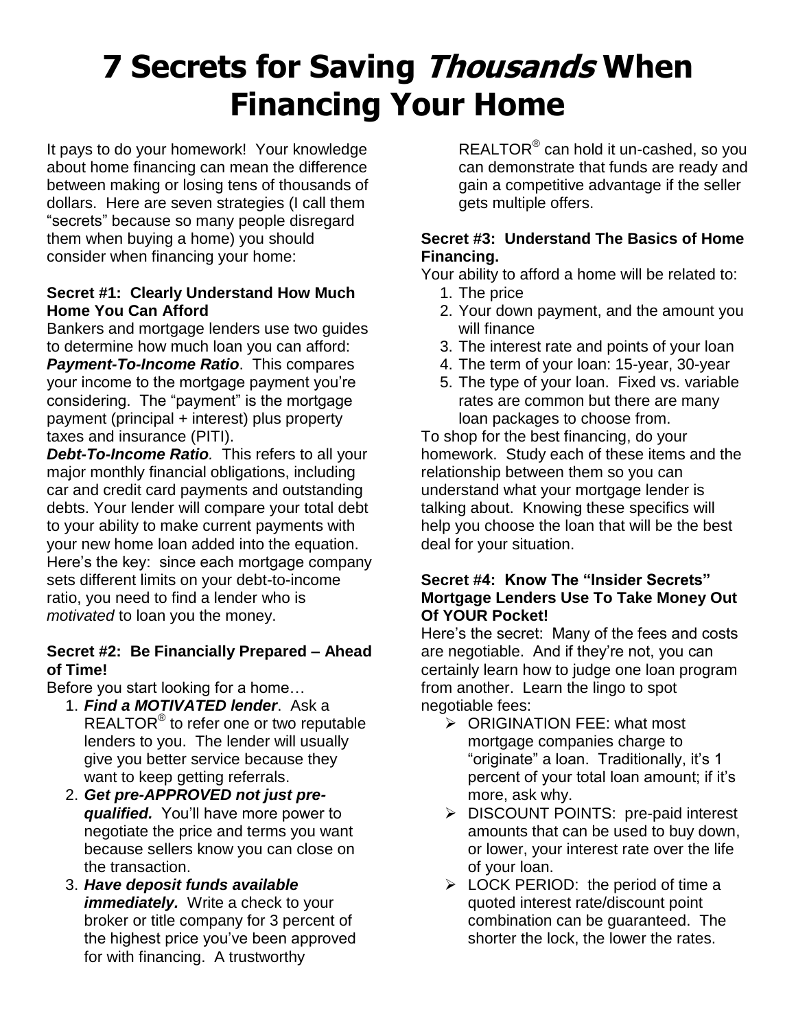# 7 Secrets for Saving *Thousands* When Financing Your Home

It pays to do your homework! Your knowledge about home financing can mean the difference between making or losing tens of thousands of dollars. Here are seven strategies (I call them "secrets" because so many people disregard them when buying a home) you should consider when financing your home:

**Secret #1: Clearly Understand How Much Home You Can Afford**

Bankers and mortgage lenders use two guides to determine how much loan you can afford:

***Payment-To-Income Ratio***. This compares your income to the mortgage payment you're considering. The "payment" is the mortgage payment (principal + interest) plus property taxes and insurance (PITI).

***Debt-To-Income Ratio***. This refers to all your major monthly financial obligations, including car and credit card payments and outstanding debts. Your lender will compare your total debt to your ability to make current payments with your new home loan added into the equation. Here's the key: since each mortgage company sets different limits on your debt-to-income ratio, you need to find a lender who is *motivated* to loan you the money.

**Secret #2: Be Financially Prepared – Ahead of Time!**

Before you start looking for a home…

1. ***Find a MOTIVATED lender***. Ask a REALTOR® to refer one or two reputable lenders to you. The lender will usually give you better service because they want to keep getting referrals.
2. ***Get pre-APPROVED not just pre-qualified.*** You'll have more power to negotiate the price and terms you want because sellers know you can close on the transaction.
3. ***Have deposit funds available immediately.*** Write a check to your broker or title company for 3 percent of the highest price you've been approved for with financing. A trustworthy REALTOR® can hold it un-cashed, so you can demonstrate that funds are ready and gain a competitive advantage if the seller gets multiple offers.

**Secret #3: Understand The Basics of Home Financing.**

Your ability to afford a home will be related to:

1. The price
2. Your down payment, and the amount you will finance
3. The interest rate and points of your loan
4. The term of your loan: 15-year, 30-year
5. The type of your loan. Fixed vs. variable rates are common but there are many loan packages to choose from.

To shop for the best financing, do your homework. Study each of these items and the relationship between them so you can understand what your mortgage lender is talking about. Knowing these specifics will help you choose the loan that will be the best deal for your situation.

**Secret #4: Know The "Insider Secrets" Mortgage Lenders Use To Take Money Out Of YOUR Pocket!**

Here's the secret: Many of the fees and costs are negotiable. And if they're not, you can certainly learn how to judge one loan program from another. Learn the lingo to spot negotiable fees:

- ORIGINATION FEE: what most mortgage companies charge to "originate" a loan. Traditionally, it's 1 percent of your total loan amount; if it's more, ask why.
- DISCOUNT POINTS: pre-paid interest amounts that can be used to buy down, or lower, your interest rate over the life of your loan.
- LOCK PERIOD: the period of time a quoted interest rate/discount point combination can be guaranteed. The shorter the lock, the lower the rates.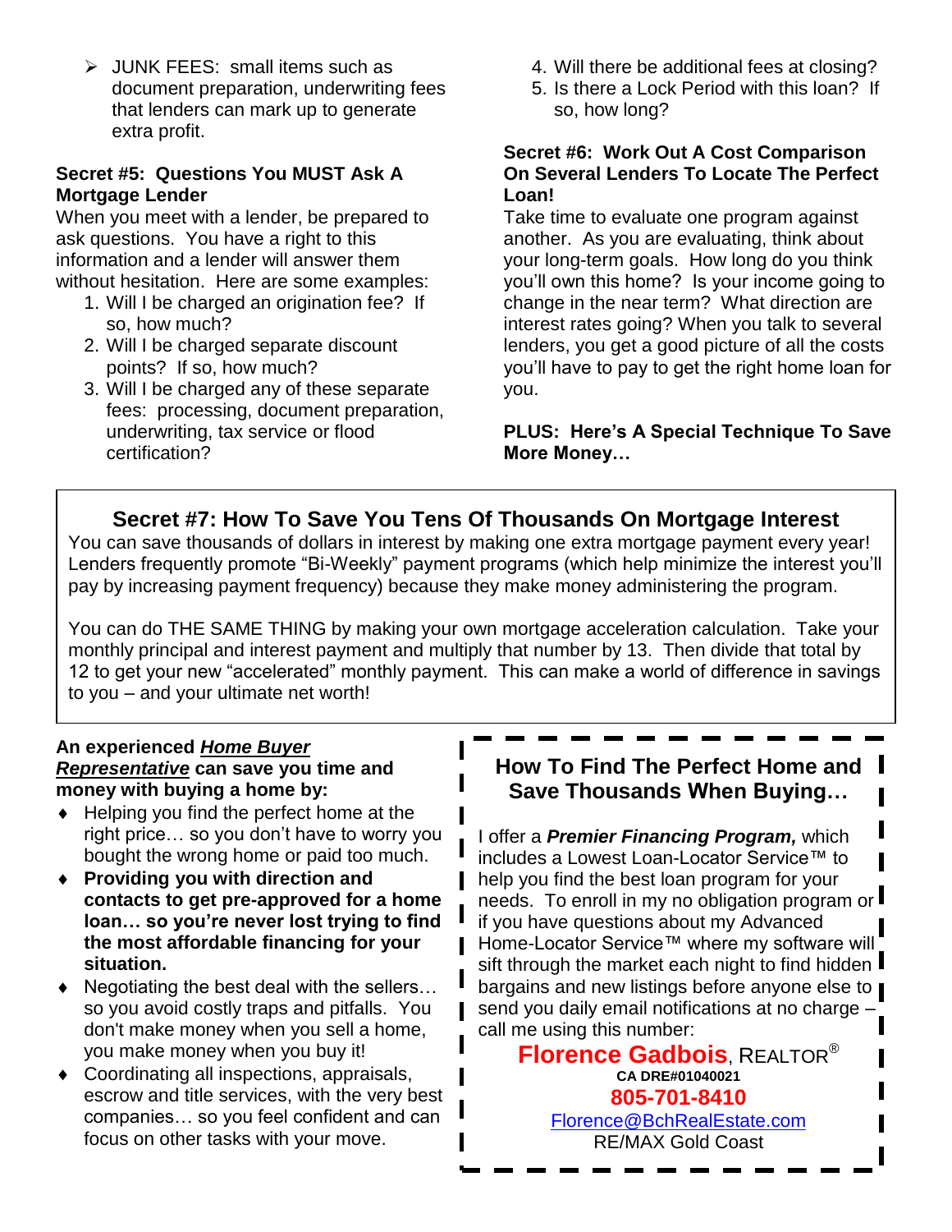- JUNK FEES: small items such as document preparation, underwriting fees that lenders can mark up to generate extra profit.

**Secret #5: Questions You MUST Ask A Mortgage Lender**

When you meet with a lender, be prepared to ask questions. You have a right to this information and a lender will answer them without hesitation. Here are some examples:

1. Will I be charged an origination fee? If so, how much?
2. Will I be charged separate discount points? If so, how much?
3. Will I be charged any of these separate fees: processing, document preparation, underwriting, tax service or flood certification?
4. Will there be additional fees at closing?
5. Is there a Lock Period with this loan? If so, how long?

**Secret #6: Work Out A Cost Comparison On Several Lenders To Locate The Perfect Loan!**

Take time to evaluate one program against another. As you are evaluating, think about your long-term goals. How long do you think you'll own this home? Is your income going to change in the near term? What direction are interest rates going? When you talk to several lenders, you get a good picture of all the costs you'll have to pay to get the right home loan for you.

**PLUS: Here's A Special Technique To Save More Money…**

## Secret #7: How To Save You Tens Of Thousands On Mortgage Interest

You can save thousands of dollars in interest by making one extra mortgage payment every year! Lenders frequently promote "Bi-Weekly" payment programs (which help minimize the interest you'll pay by increasing payment frequency) because they make money administering the program.

You can do THE SAME THING by making your own mortgage acceleration calculation. Take your monthly principal and interest payment and multiply that number by 13. Then divide that total by 12 to get your new "accelerated" monthly payment. This can make a world of difference in savings to you – and your ultimate net worth!

**An experienced *Home Buyer Representative* can save you time and money with buying a home by:**

- Helping you find the perfect home at the right price… so you don't have to worry you bought the wrong home or paid too much.
- **Providing you with direction and contacts to get pre-approved for a home loan… so you're never lost trying to find the most affordable financing for your situation.**
- Negotiating the best deal with the sellers… so you avoid costly traps and pitfalls. You don't make money when you sell a home, you make money when you buy it!
- Coordinating all inspections, appraisals, escrow and title services, with the very best companies… so you feel confident and can focus on other tasks with your move.

## How To Find The Perfect Home and Save Thousands When Buying…

I offer a ***Premier Financing Program,*** which includes a Lowest Loan-Locator Service™ to help you find the best loan program for your needs. To enroll in my no obligation program or if you have questions about my Advanced Home-Locator Service™ where my software will sift through the market each night to find hidden bargains and new listings before anyone else to send you daily email notifications at no charge – call me using this number:

**Florence Gadbois**, REALTOR®
**CA DRE#01040021**
**805-701-8410**
Florence@BchRealEstate.com
RE/MAX Gold Coast